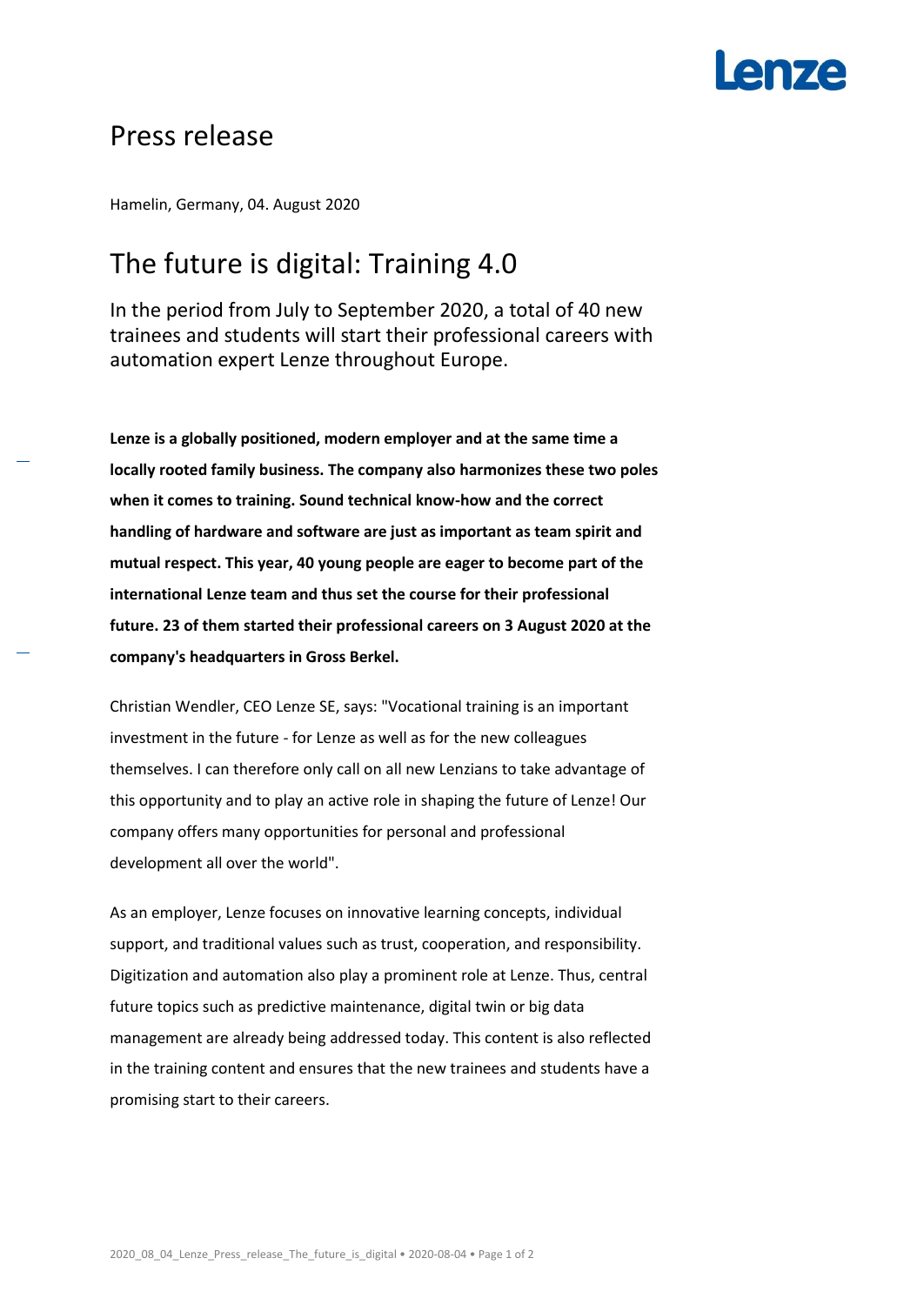# Press release

Hamelin, Germany, 04. August 2020

## The future is digital: Training 4.0

In the period from July to September 2020, a total of 40 new trainees and students will start their professional careers with automation expert Lenze throughout Europe.

**Lenze is a globally positioned, modern employer and at the same time a locally rooted family business. The company also harmonizes these two poles when it comes to training. Sound technical know-how and the correct handling of hardware and software are just as important as team spirit and mutual respect. This year, 40 young people are eager to become part of the international Lenze team and thus set the course for their professional future. 23 of them started their professional careers on 3 August 2020 at the company's headquarters in Gross Berkel.**

Christian Wendler, CEO Lenze SE, says: "Vocational training is an important investment in the future - for Lenze as well as for the new colleagues themselves. I can therefore only call on all new Lenzians to take advantage of this opportunity and to play an active role in shaping the future of Lenze! Our company offers many opportunities for personal and professional development all over the world".

As an employer, Lenze focuses on innovative learning concepts, individual support, and traditional values such as trust, cooperation, and responsibility. Digitization and automation also play a prominent role at Lenze. Thus, central future topics such as predictive maintenance, digital twin or big data management are already being addressed today. This content is also reflected in the training content and ensures that the new trainees and students have a promising start to their careers.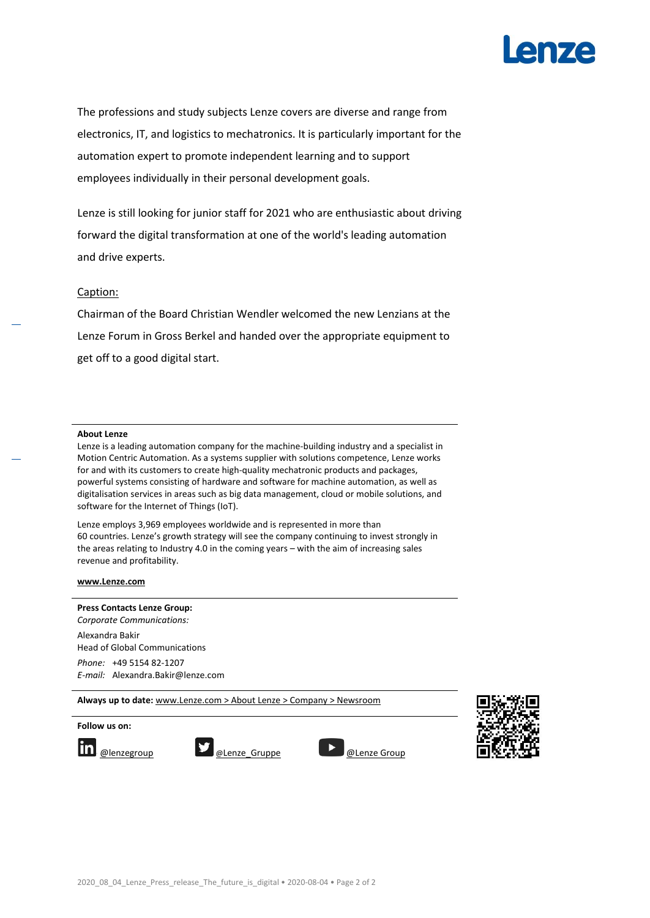The professions and study subjects Lenze covers are diverse and range from electronics, IT, and logistics to mechatronics. It is particularly important for the automation expert to promote independent learning and to support employees individually in their personal development goals.

Lenze is still looking for junior staff for 2021 who are enthusiastic about driving forward the digital transformation at one of the world's leading automation and drive experts.

Caption:

Chairman of the Board Christian Wendler welcomed the new Lenzians at the Lenze Forum in Gross Berkel and handed over the appropriate equipment to get off to a good digital start.

---

**About Lenze**

Lenze is a leading automation company for the machine-building industry and a specialist in Motion Centric Automation. As a systems supplier with solutions competence, Lenze works for and with its customers to create high-quality mechatronic products and packages, powerful systems consisting of hardware and software for machine automation, as well as digitalisation services in areas such as big data management, cloud or mobile solutions, and software for the Internet of Things (IoT).

Lenze employs 3,969 employees worldwide and is represented in more than 60 countries. Lenze's growth strategy will see the company continuing to invest strongly in the areas relating to Industry 4.0 in the coming years – with the aim of increasing sales revenue and profitability.

**www.Lenze.com**

---

**Press Contacts Lenze Group:**

*Corporate Communications:*

Alexandra Bakir
Head of Global Communications

*Phone:* +49 5154 82-1207
*E-mail:* Alexandra.Bakir@lenze.com

---

**Always up to date:** www.Lenze.com > About Lenze > Company > Newsroom

---

**Follow us on:**

@lenzegroup @Lenze_Gruppe @Lenze Group